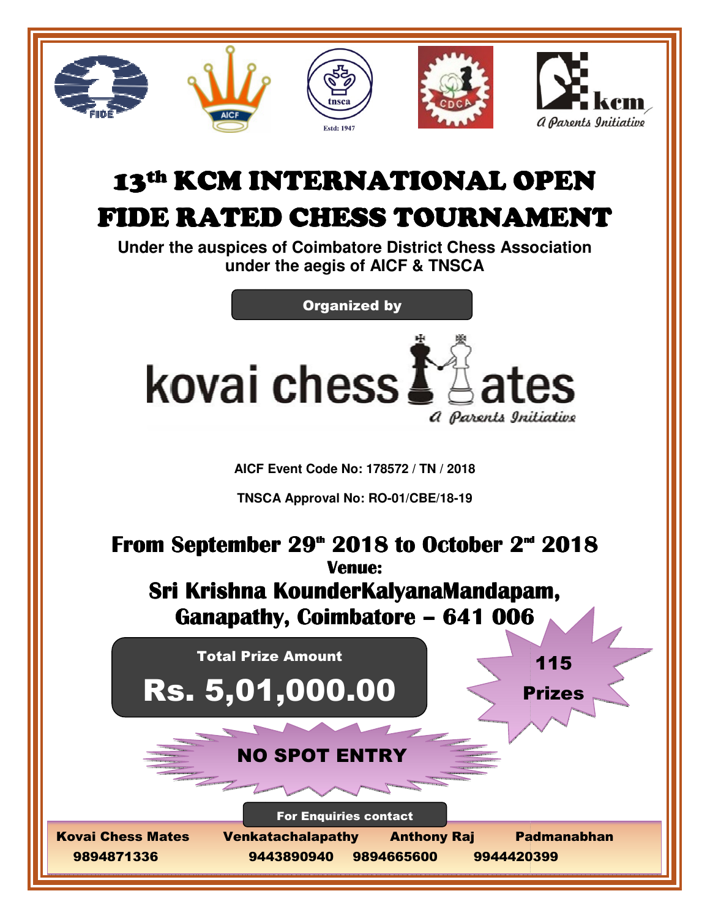# 13th KCM INTERNATIONAL OPEN FIDE RATED CHESS TOURNAMENT

**Under the auspices of Coimbatore District Chess Association under the aegis of AICF & TNSCA**

**Organized by**

kovai chess Mates
*A Parents Initiative*

**AICF Event Code No: 178572 / TN / 2018**

**TNSCA Approval No: RO-01/CBE/18-19**

## From September 29th 2018 to October 2nd 2018

**Venue:**

## Sri Krishna KounderKalyanaMandapam, Ganapathy, Coimbatore – 641 006

**Total Prize Amount**

## Rs. 5,01,000.00

**115 Prizes**

**NO SPOT ENTRY**

**For Enquiries contact**

| Kovai Chess Mates | Venkatachalapathy | Anthony Raj | Padmanabhan |
|---|---|---|---|
| 9894871336 | 9443890940 | 9894665600 | 9944420399 |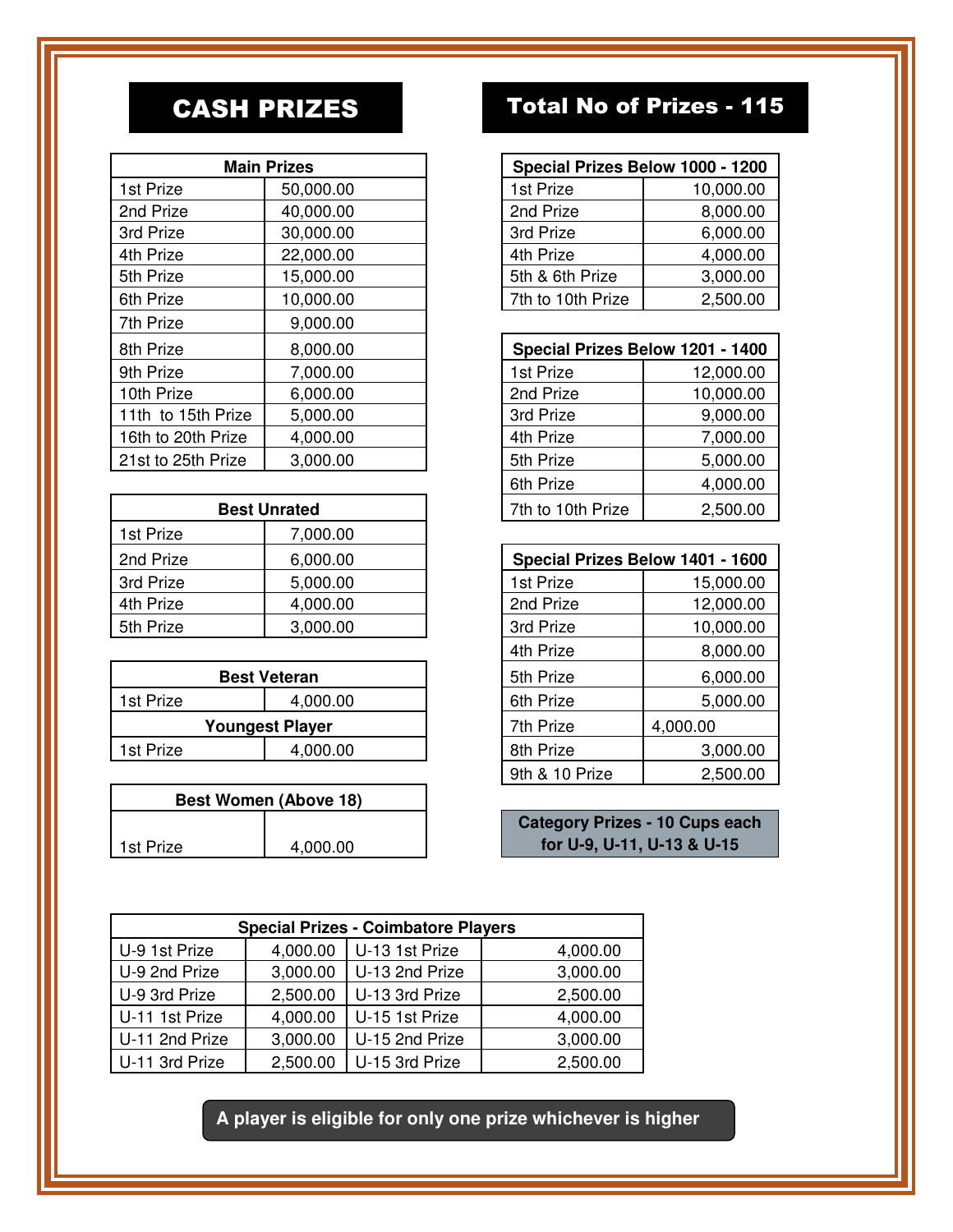# CASH PRIZES

# Total No of Prizes - 115

| Main Prizes | |
|---|---|
| 1st Prize | 50,000.00 |
| 2nd Prize | 40,000.00 |
| 3rd Prize | 30,000.00 |
| 4th Prize | 22,000.00 |
| 5th Prize | 15,000.00 |
| 6th Prize | 10,000.00 |
| 7th Prize | 9,000.00 |
| 8th Prize | 8,000.00 |
| 9th Prize | 7,000.00 |
| 10th Prize | 6,000.00 |
| 11th to 15th Prize | 5,000.00 |
| 16th to 20th Prize | 4,000.00 |
| 21st to 25th Prize | 3,000.00 |

| Best Unrated | |
|---|---|
| 1st Prize | 7,000.00 |
| 2nd Prize | 6,000.00 |
| 3rd Prize | 5,000.00 |
| 4th Prize | 4,000.00 |
| 5th Prize | 3,000.00 |

| Best Veteran | |
|---|---|
| 1st Prize | 4,000.00 |
| **Youngest Player** | |
| 1st Prize | 4,000.00 |

| Best Women (Above 18) | |
|---|---|
| 1st Prize | 4,000.00 |

| Special Prizes Below 1000 - 1200 | |
|---|---|
| 1st Prize | 10,000.00 |
| 2nd Prize | 8,000.00 |
| 3rd Prize | 6,000.00 |
| 4th Prize | 4,000.00 |
| 5th & 6th Prize | 3,000.00 |
| 7th to 10th Prize | 2,500.00 |

| Special Prizes Below 1201 - 1400 | |
|---|---|
| 1st Prize | 12,000.00 |
| 2nd Prize | 10,000.00 |
| 3rd Prize | 9,000.00 |
| 4th Prize | 7,000.00 |
| 5th Prize | 5,000.00 |
| 6th Prize | 4,000.00 |
| 7th to 10th Prize | 2,500.00 |

| Special Prizes Below 1401 - 1600 | |
|---|---|
| 1st Prize | 15,000.00 |
| 2nd Prize | 12,000.00 |
| 3rd Prize | 10,000.00 |
| 4th Prize | 8,000.00 |
| 5th Prize | 6,000.00 |
| 6th Prize | 5,000.00 |
| 7th Prize | 4,000.00 |
| 8th Prize | 3,000.00 |
| 9th & 10 Prize | 2,500.00 |

**Category Prizes - 10 Cups each for U-9, U-11, U-13 & U-15**

| Special Prizes - Coimbatore Players | | | |
|---|---|---|---|
| U-9 1st Prize | 4,000.00 | U-13 1st Prize | 4,000.00 |
| U-9 2nd Prize | 3,000.00 | U-13 2nd Prize | 3,000.00 |
| U-9 3rd Prize | 2,500.00 | U-13 3rd Prize | 2,500.00 |
| U-11 1st Prize | 4,000.00 | U-15 1st Prize | 4,000.00 |
| U-11 2nd Prize | 3,000.00 | U-15 2nd Prize | 3,000.00 |
| U-11 3rd Prize | 2,500.00 | U-15 3rd Prize | 2,500.00 |

**A player is eligible for only one prize whichever is higher**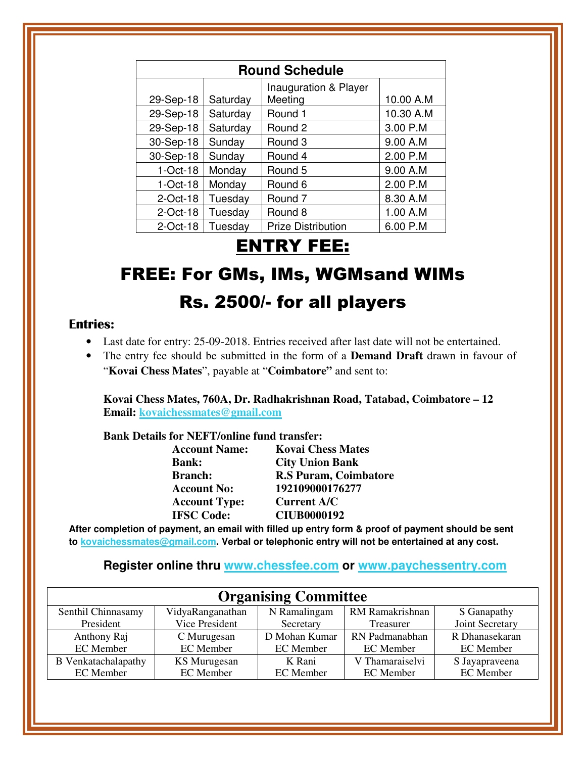| Round Schedule | | | |
|---|---|---|---|
| 29-Sep-18 | Saturday | Inauguration & Player Meeting | 10.00 A.M |
| 29-Sep-18 | Saturday | Round 1 | 10.30 A.M |
| 29-Sep-18 | Saturday | Round 2 | 3.00 P.M |
| 30-Sep-18 | Sunday | Round 3 | 9.00 A.M |
| 30-Sep-18 | Sunday | Round 4 | 2.00 P.M |
| 1-Oct-18 | Monday | Round 5 | 9.00 A.M |
| 1-Oct-18 | Monday | Round 6 | 2.00 P.M |
| 2-Oct-18 | Tuesday | Round 7 | 8.30 A.M |
| 2-Oct-18 | Tuesday | Round 8 | 1.00 A.M |
| 2-Oct-18 | Tuesday | Prize Distribution | 6.00 P.M |

# ENTRY FEE:

## FREE: For GMs, IMs, WGMsand WIMs

## Rs. 2500/- for all players

### Entries:

- Last date for entry: 25-09-2018. Entries received after last date will not be entertained.
- The entry fee should be submitted in the form of a **Demand Draft** drawn in favour of "**Kovai Chess Mates**", payable at "**Coimbatore"** and sent to:

**Kovai Chess Mates, 760A, Dr. Radhakrishnan Road, Tatabad, Coimbatore – 12**
**Email: kovaichessmates@gmail.com**

**Bank Details for NEFT/online fund transfer:**

| | |
|---|---|
| **Account Name:** | **Kovai Chess Mates** |
| **Bank:** | **City Union Bank** |
| **Branch:** | **R.S Puram, Coimbatore** |
| **Account No:** | **192109000176277** |
| **Account Type:** | **Current A/C** |
| **IFSC Code:** | **CIUB0000192** |

**After completion of payment, an email with filled up entry form & proof of payment should be sent to kovaichessmates@gmail.com. Verbal or telephonic entry will not be entertained at any cost.**

**Register online thru www.chessfee.com or www.paychessentry.com**

| Organising Committee | | | | |
|---|---|---|---|---|
| Senthil Chinnasamy<br>President | VidyaRanganathan<br>Vice President | N Ramalingam<br>Secretary | RM Ramakrishnan<br>Treasurer | S Ganapathy<br>Joint Secretary |
| Anthony Raj<br>EC Member | C Murugesan<br>EC Member | D Mohan Kumar<br>EC Member | RN Padmanabhan<br>EC Member | R Dhanasekaran<br>EC Member |
| B Venkatachalapathy<br>EC Member | KS Murugesan<br>EC Member | K Rani<br>EC Member | V Thamaraiselvi<br>EC Member | S Jayapraveena<br>EC Member |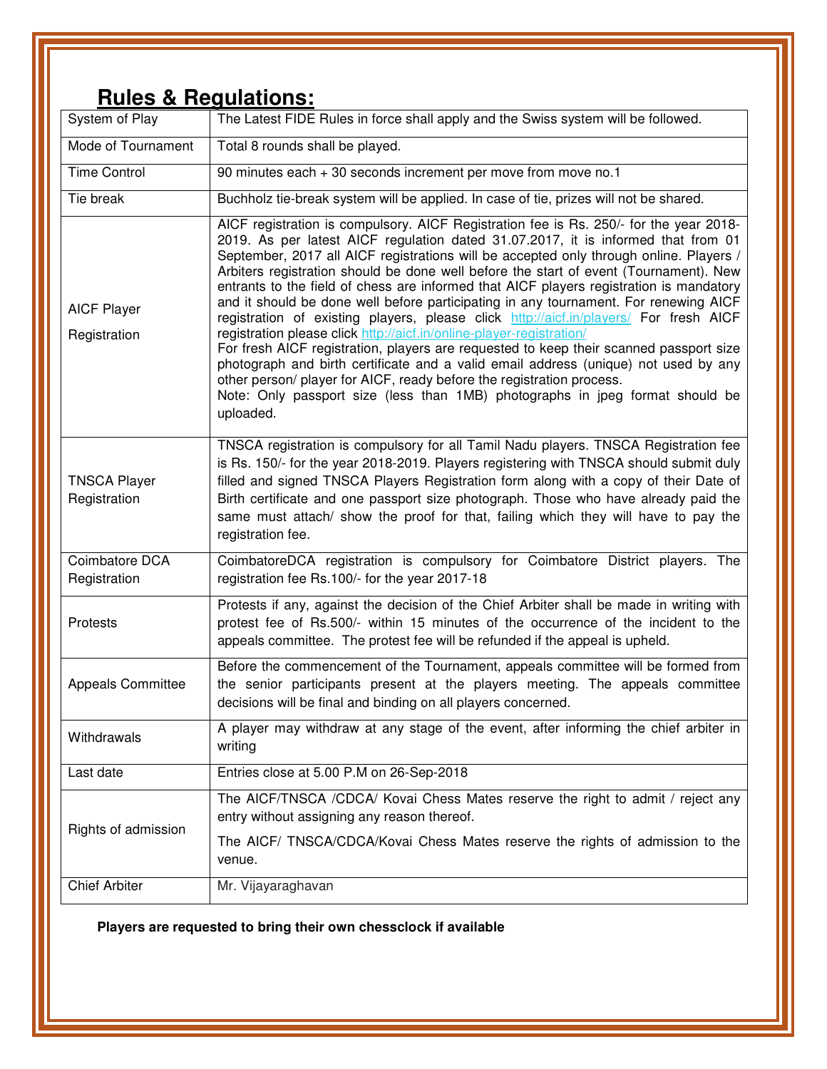## Rules & Regulations:

| | |
|---|---|
| System of Play | The Latest FIDE Rules in force shall apply and the Swiss system will be followed. |
| Mode of Tournament | Total 8 rounds shall be played. |
| Time Control | 90 minutes each + 30 seconds increment per move from move no.1 |
| Tie break | Buchholz tie-break system will be applied. In case of tie, prizes will not be shared. |
| AICF Player Registration | AICF registration is compulsory. AICF Registration fee is Rs. 250/- for the year 2018-2019. As per latest AICF regulation dated 31.07.2017, it is informed that from 01 September, 2017 all AICF registrations will be accepted only through online. Players / Arbiters registration should be done well before the start of event (Tournament). New entrants to the field of chess are informed that AICF players registration is mandatory and it should be done well before participating in any tournament. For renewing AICF registration of existing players, please click http://aicf.in/players/ For fresh AICF registration please click http://aicf.in/online-player-registration/ For fresh AICF registration, players are requested to keep their scanned passport size photograph and birth certificate and a valid email address (unique) not used by any other person/ player for AICF, ready before the registration process. Note: Only passport size (less than 1MB) photographs in jpeg format should be uploaded. |
| TNSCA Player Registration | TNSCA registration is compulsory for all Tamil Nadu players. TNSCA Registration fee is Rs. 150/- for the year 2018-2019. Players registering with TNSCA should submit duly filled and signed TNSCA Players Registration form along with a copy of their Date of Birth certificate and one passport size photograph. Those who have already paid the same must attach/ show the proof for that, failing which they will have to pay the registration fee. |
| Coimbatore DCA Registration | CoimbatoreDCA registration is compulsory for Coimbatore District players. The registration fee Rs.100/- for the year 2017-18 |
| Protests | Protests if any, against the decision of the Chief Arbiter shall be made in writing with protest fee of Rs.500/- within 15 minutes of the occurrence of the incident to the appeals committee. The protest fee will be refunded if the appeal is upheld. |
| Appeals Committee | Before the commencement of the Tournament, appeals committee will be formed from the senior participants present at the players meeting. The appeals committee decisions will be final and binding on all players concerned. |
| Withdrawals | A player may withdraw at any stage of the event, after informing the chief arbiter in writing |
| Last date | Entries close at 5.00 P.M on 26-Sep-2018 |
| Rights of admission | The AICF/TNSCA /CDCA/ Kovai Chess Mates reserve the right to admit / reject any entry without assigning any reason thereof. The AICF/ TNSCA/CDCA/Kovai Chess Mates reserve the rights of admission to the venue. |
| Chief Arbiter | Mr. Vijayaraghavan |

**Players are requested to bring their own chessclock if available**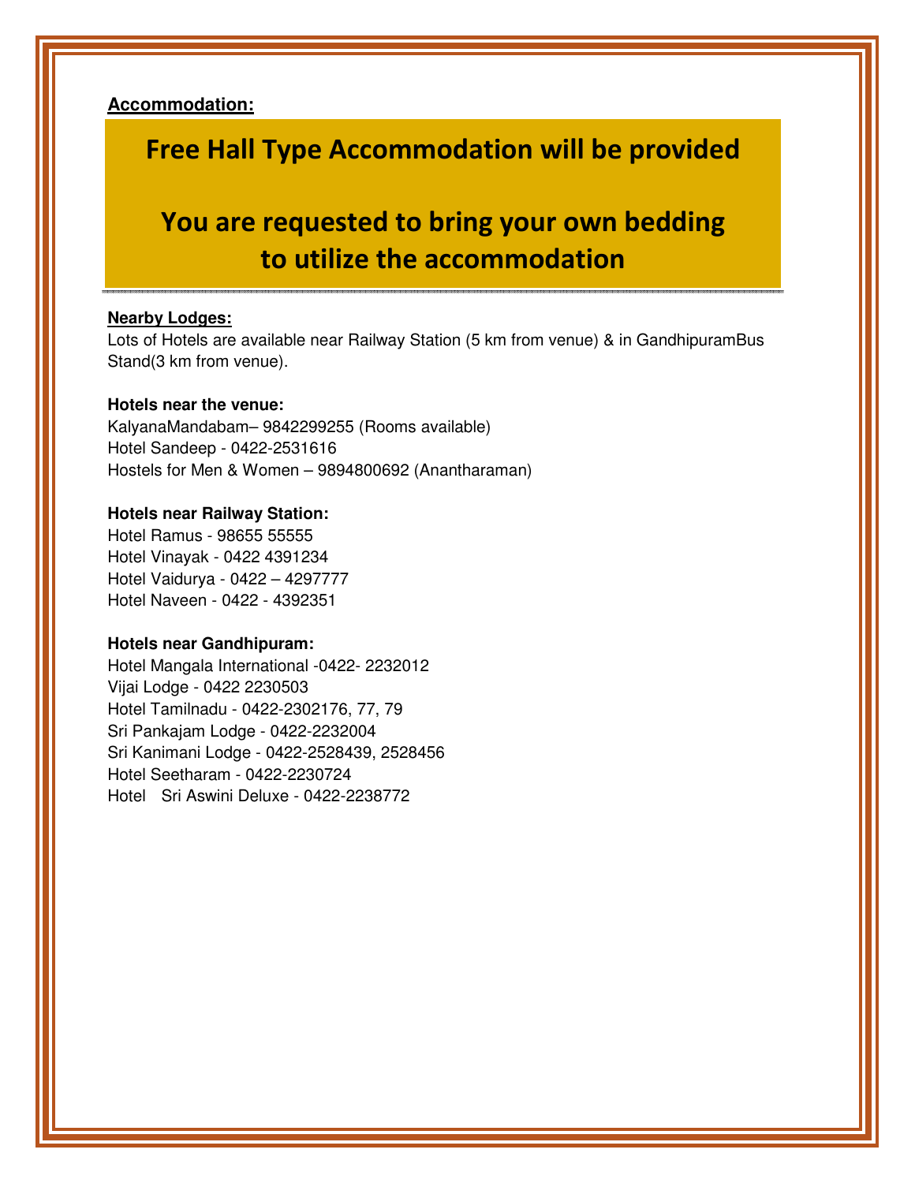**Accommodation:**

## Free Hall Type Accommodation will be provided

## You are requested to bring your own bedding to utilize the accommodation

**Nearby Lodges:**

Lots of Hotels are available near Railway Station (5 km from venue) & in GandhipuramBus Stand(3 km from venue).

**Hotels near the venue:**

KalyanaMandabam– 9842299255 (Rooms available)
Hotel Sandeep - 0422-2531616
Hostels for Men & Women – 9894800692 (Anantharaman)

**Hotels near Railway Station:**

Hotel Ramus - 98655 55555
Hotel Vinayak - 0422 4391234
Hotel Vaidurya - 0422 – 4297777
Hotel Naveen - 0422 - 4392351

**Hotels near Gandhipuram:**

Hotel Mangala International -0422- 2232012
Vijai Lodge - 0422 2230503
Hotel Tamilnadu - 0422-2302176, 77, 79
Sri Pankajam Lodge - 0422-2232004
Sri Kanimani Lodge - 0422-2528439, 2528456
Hotel Seetharam - 0422-2230724
Hotel Sri Aswini Deluxe - 0422-2238772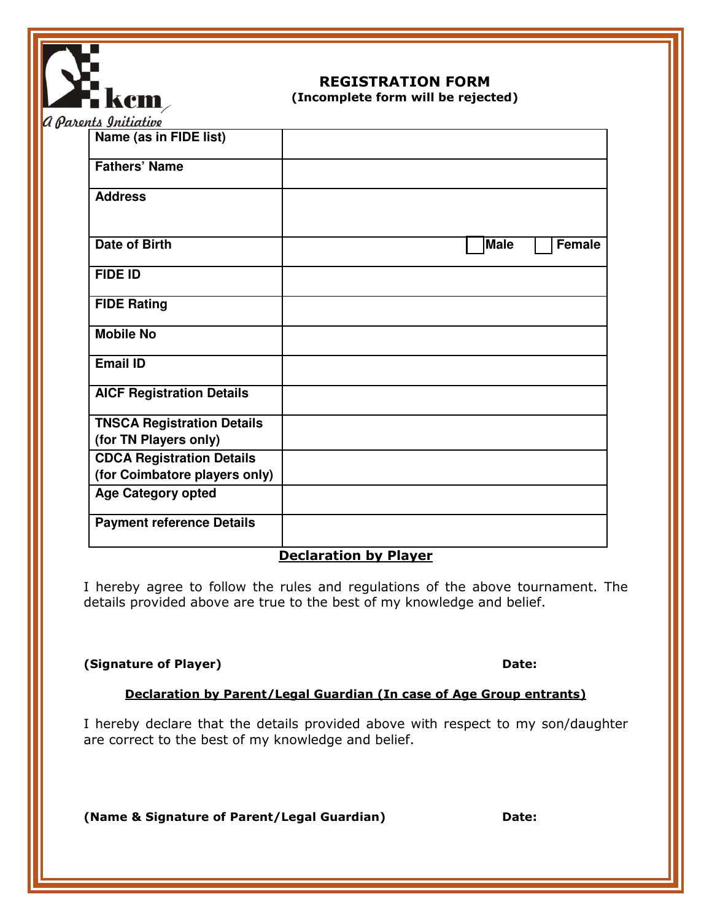kcm

*A Parents Initiative*

## REGISTRATION FORM

**(Incomplete form will be rejected)**

| | |
|---|---|
| **Name (as in FIDE list)** | |
| **Fathers' Name** | |
| **Address** | |
| **Date of Birth** | ☐ **Male** ☐ **Female** |
| **FIDE ID** | |
| **FIDE Rating** | |
| **Mobile No** | |
| **Email ID** | |
| **AICF Registration Details** | |
| **TNSCA Registration Details (for TN Players only)** | |
| **CDCA Registration Details (for Coimbatore players only)** | |
| **Age Category opted** | |
| **Payment reference Details** | |

### Declaration by Player

I hereby agree to follow the rules and regulations of the above tournament. The details provided above are true to the best of my knowledge and belief.

**(Signature of Player)** **Date:**

### Declaration by Parent/Legal Guardian (In case of Age Group entrants)

I hereby declare that the details provided above with respect to my son/daughter are correct to the best of my knowledge and belief.

**(Name & Signature of Parent/Legal Guardian)** **Date:**